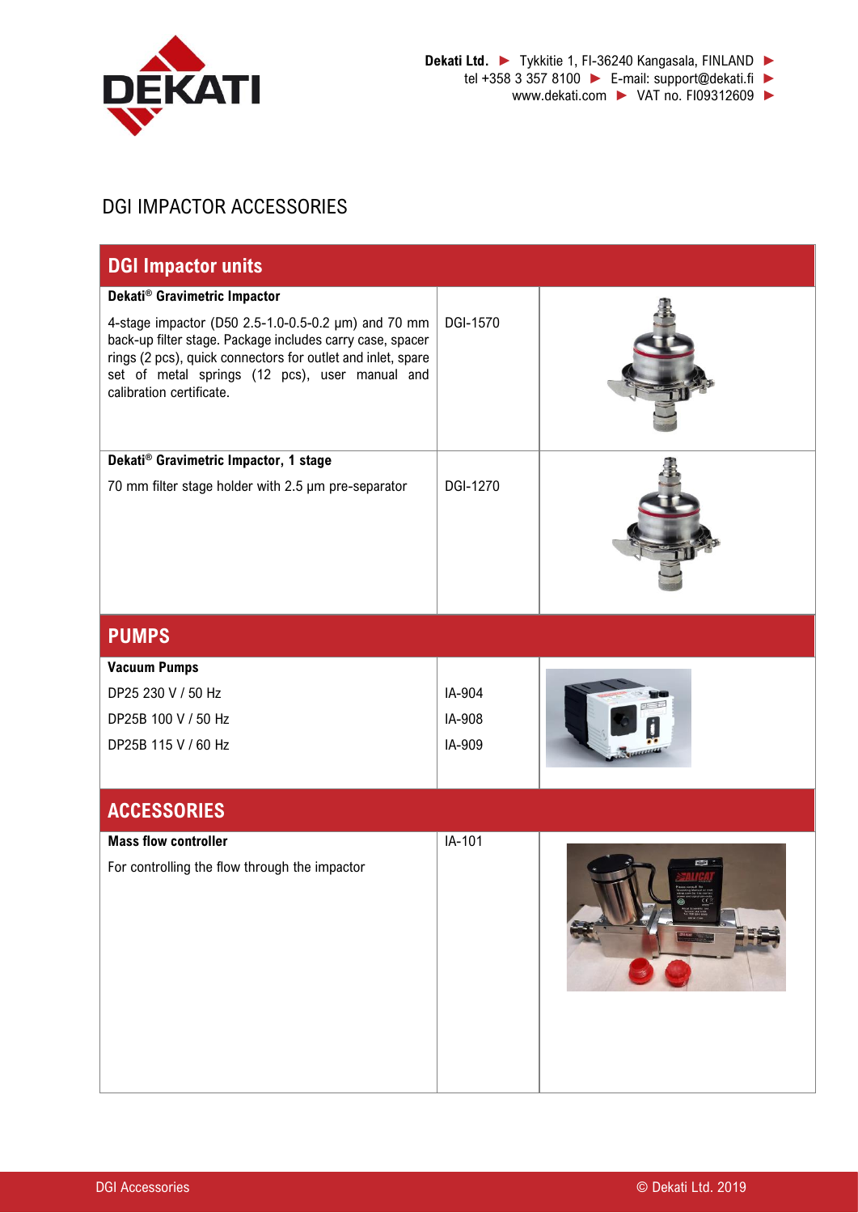Dekati Ltd. ► Tykkitie 1, FI-36240 Kangasala, FINLAND ►
tel +358 3 357 8100 ► E-mail: support@dekati.fi ►
www.dekati.com ► VAT no. FI09312609 ►

# DGI IMPACTOR ACCESSORIES

## DGI Impactor units

| | | |
|---|---|---|
| **Dekati® Gravimetric Impactor**<br>4-stage impactor (D50 2.5-1.0-0.5-0.2 µm) and 70 mm back-up filter stage. Package includes carry case, spacer rings (2 pcs), quick connectors for outlet and inlet, spare set of metal springs (12 pcs), user manual and calibration certificate. | DGI-1570 | |
| **Dekati® Gravimetric Impactor, 1 stage**<br>70 mm filter stage holder with 2.5 µm pre-separator | DGI-1270 | |

## PUMPS

| | | |
|---|---|---|
| **Vacuum Pumps** | | |
| DP25 230 V / 50 Hz | IA-904 | |
| DP25B 100 V / 50 Hz | IA-908 | |
| DP25B 115 V / 60 Hz | IA-909 | |

## ACCESSORIES

| | | |
|---|---|---|
| **Mass flow controller**<br>For controlling the flow through the impactor | IA-101 | |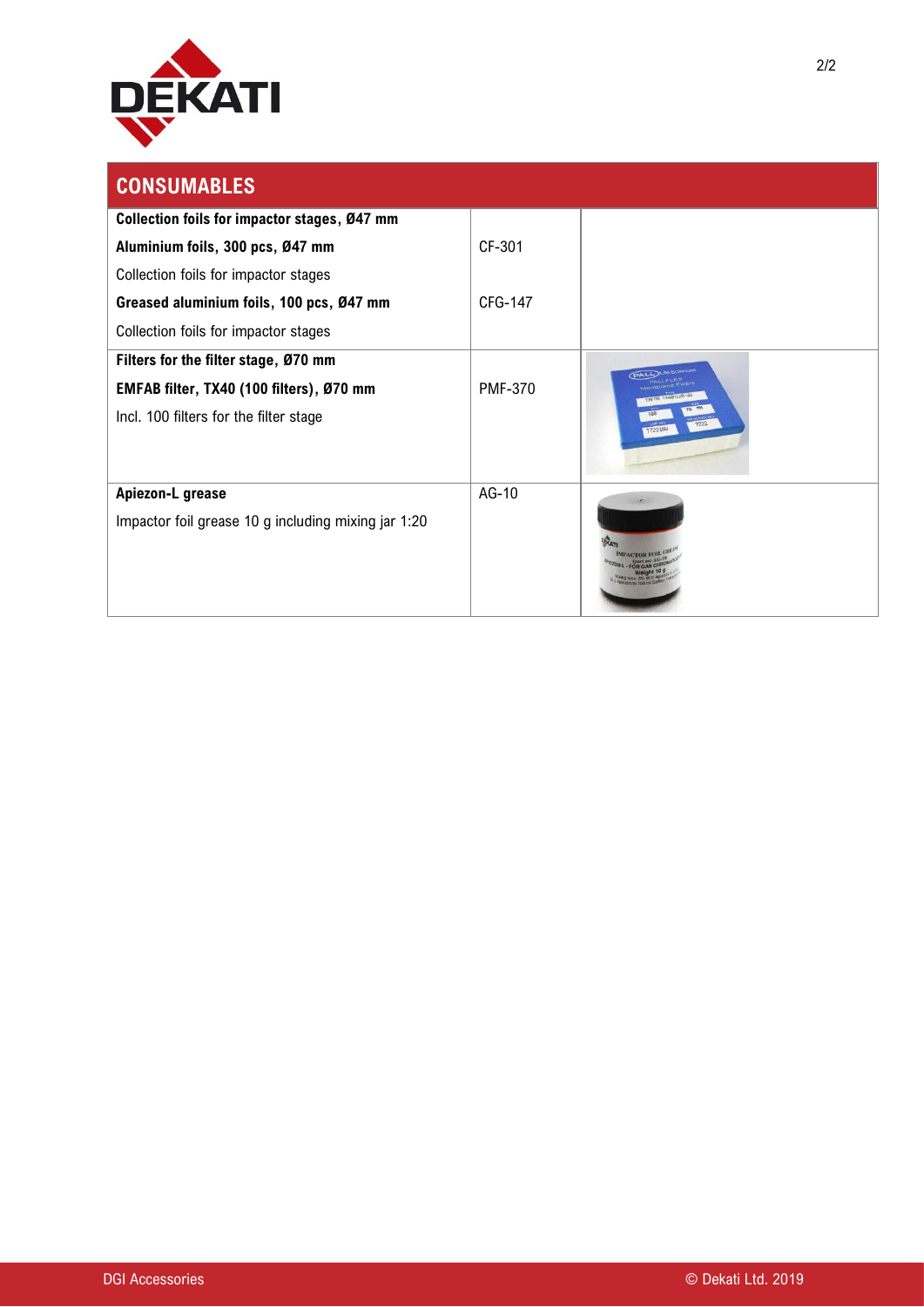## CONSUMABLES

| | | |
|---|---|---|
| **Collection foils for impactor stages, Ø47 mm**<br>**Aluminium foils, 300 pcs, Ø47 mm**<br>Collection foils for impactor stages<br>**Greased aluminium foils, 100 pcs, Ø47 mm**<br>Collection foils for impactor stages | CF-301<br><br>CFG-147 | |
| **Filters for the filter stage, Ø70 mm**<br>**EMFAB filter, TX40 (100 filters), Ø70 mm**<br>Incl. 100 filters for the filter stage | PMF-370 | |
| **Apiezon-L grease**<br>Impactor foil grease 10 g including mixing jar 1:20 | AG-10 | |